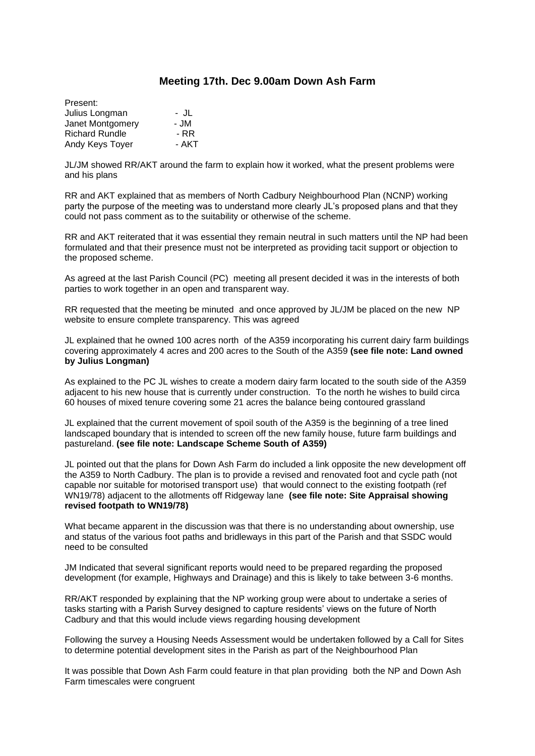## Meeting 17th. Dec 9.00am Down Ash Farm

Present:

| | |
|---|---|
| Julius Longman | - JL |
| Janet Montgomery | - JM |
| Richard Rundle | - RR |
| Andy Keys Toyer | - AKT |

JL/JM showed RR/AKT around the farm to explain how it worked, what the present problems were and his plans

RR and AKT explained that as members of North Cadbury Neighbourhood Plan (NCNP) working party the purpose of the meeting was to understand more clearly JL's proposed plans and that they could not pass comment as to the suitability or otherwise of the scheme.

RR and AKT reiterated that it was essential they remain neutral in such matters until the NP had been formulated and that their presence must not be interpreted as providing tacit support or objection to the proposed scheme.

As agreed at the last Parish Council (PC) meeting all present decided it was in the interests of both parties to work together in an open and transparent way.

RR requested that the meeting be minuted and once approved by JL/JM be placed on the new NP website to ensure complete transparency. This was agreed

JL explained that he owned 100 acres north of the A359 incorporating his current dairy farm buildings covering approximately 4 acres and 200 acres to the South of the A359 **(see file note: Land owned by Julius Longman)**

As explained to the PC JL wishes to create a modern dairy farm located to the south side of the A359 adjacent to his new house that is currently under construction. To the north he wishes to build circa 60 houses of mixed tenure covering some 21 acres the balance being contoured grassland

JL explained that the current movement of spoil south of the A359 is the beginning of a tree lined landscaped boundary that is intended to screen off the new family house, future farm buildings and pastureland. **(see file note: Landscape Scheme South of A359)**

JL pointed out that the plans for Down Ash Farm do included a link opposite the new development off the A359 to North Cadbury. The plan is to provide a revised and renovated foot and cycle path (not capable nor suitable for motorised transport use) that would connect to the existing footpath (ref WN19/78) adjacent to the allotments off Ridgeway lane **(see file note: Site Appraisal showing revised footpath to WN19/78)**

What became apparent in the discussion was that there is no understanding about ownership, use and status of the various foot paths and bridleways in this part of the Parish and that SSDC would need to be consulted

JM Indicated that several significant reports would need to be prepared regarding the proposed development (for example, Highways and Drainage) and this is likely to take between 3-6 months.

RR/AKT responded by explaining that the NP working group were about to undertake a series of tasks starting with a Parish Survey designed to capture residents' views on the future of North Cadbury and that this would include views regarding housing development

Following the survey a Housing Needs Assessment would be undertaken followed by a Call for Sites to determine potential development sites in the Parish as part of the Neighbourhood Plan

It was possible that Down Ash Farm could feature in that plan providing both the NP and Down Ash Farm timescales were congruent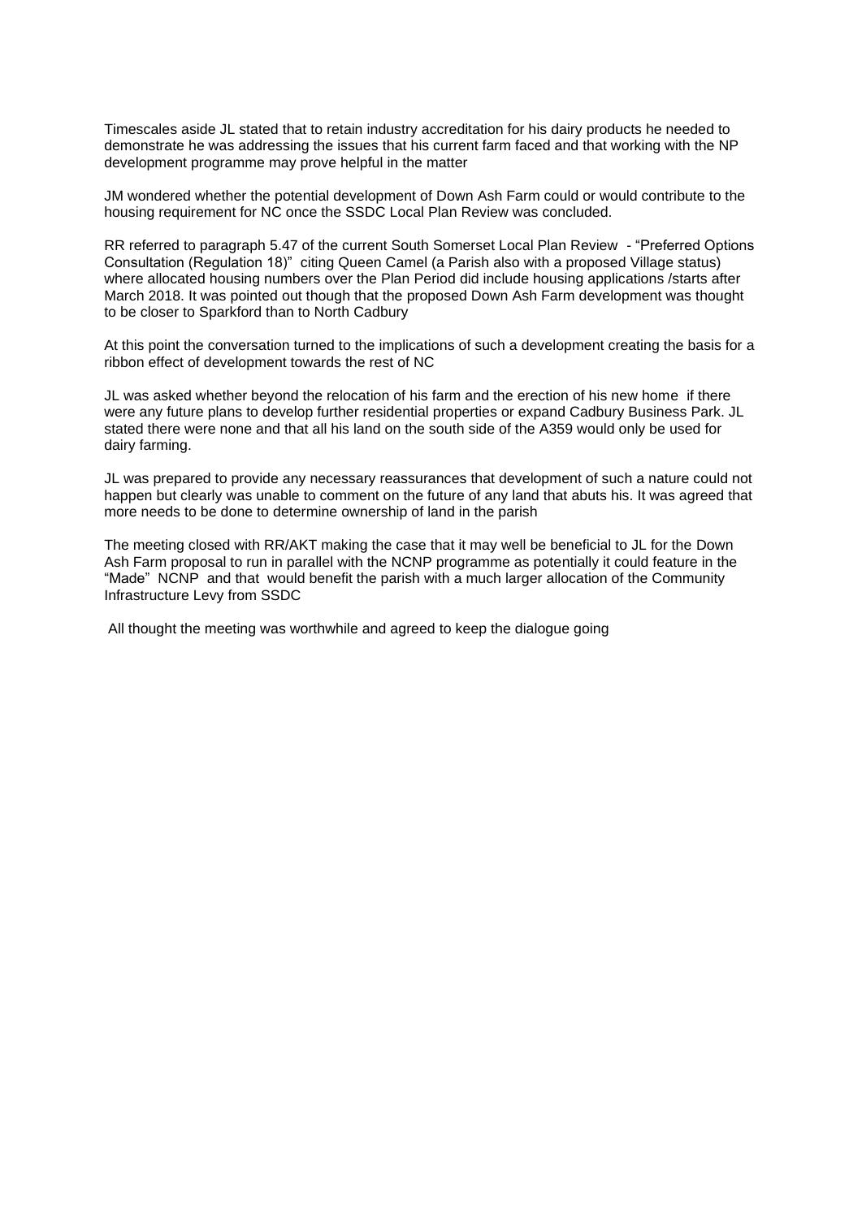Timescales aside JL stated that to retain industry accreditation for his dairy products he needed to demonstrate he was addressing the issues that his current farm faced and that working with the NP development programme may prove helpful in the matter

JM wondered whether the potential development of Down Ash Farm could or would contribute to the housing requirement for NC once the SSDC Local Plan Review was concluded.

RR referred to paragraph 5.47 of the current South Somerset Local Plan Review - "Preferred Options Consultation (Regulation 18)" citing Queen Camel (a Parish also with a proposed Village status) where allocated housing numbers over the Plan Period did include housing applications /starts after March 2018. It was pointed out though that the proposed Down Ash Farm development was thought to be closer to Sparkford than to North Cadbury

At this point the conversation turned to the implications of such a development creating the basis for a ribbon effect of development towards the rest of NC

JL was asked whether beyond the relocation of his farm and the erection of his new home if there were any future plans to develop further residential properties or expand Cadbury Business Park. JL stated there were none and that all his land on the south side of the A359 would only be used for dairy farming.

JL was prepared to provide any necessary reassurances that development of such a nature could not happen but clearly was unable to comment on the future of any land that abuts his. It was agreed that more needs to be done to determine ownership of land in the parish

The meeting closed with RR/AKT making the case that it may well be beneficial to JL for the Down Ash Farm proposal to run in parallel with the NCNP programme as potentially it could feature in the "Made" NCNP and that would benefit the parish with a much larger allocation of the Community Infrastructure Levy from SSDC

All thought the meeting was worthwhile and agreed to keep the dialogue going